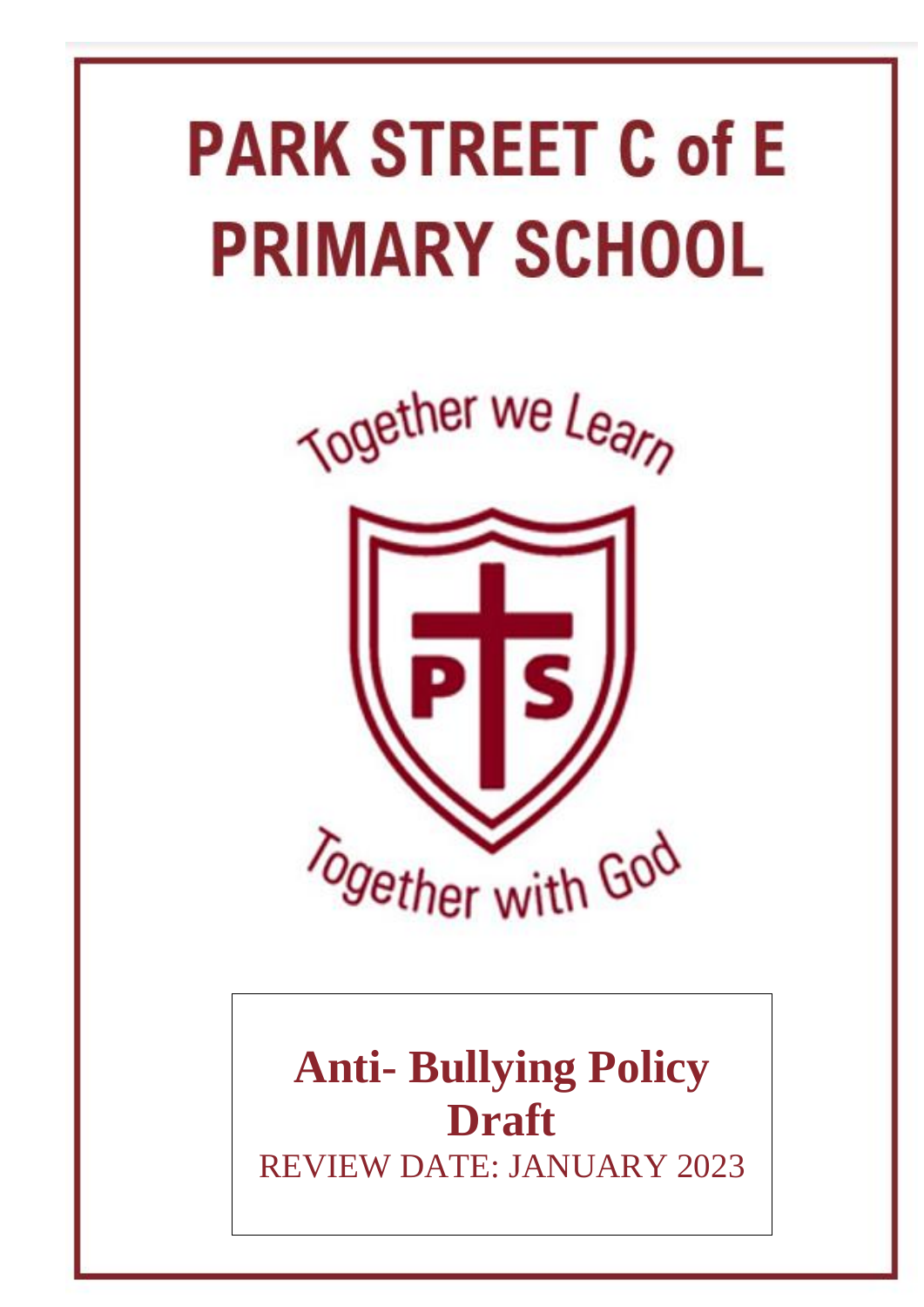# PARK STREET C of E PRIMARY SCHOOL

Together we Learn

Together with God

**Anti- Bullying Policy**
**Draft**

REVIEW DATE: JANUARY 2023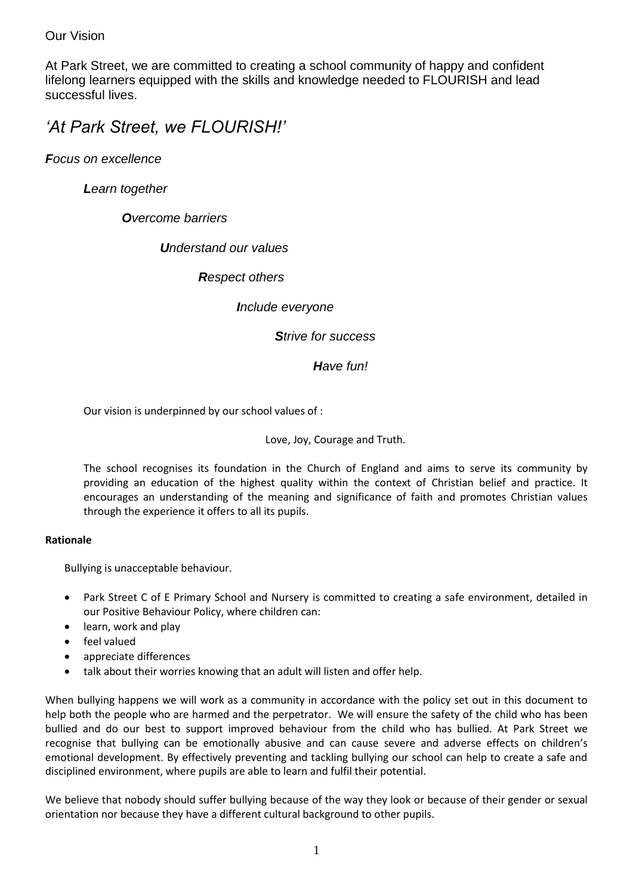Our Vision

At Park Street, we are committed to creating a school community of happy and confident lifelong learners equipped with the skills and knowledge needed to FLOURISH and lead successful lives.

## *'At Park Street, we FLOURISH!'*

***F****ocus on excellence*

***L****earn together*

***O****vercome barriers*

***U****nderstand our values*

***R****espect others*

***I****nclude everyone*

***S****trive for success*

***H****ave fun!*

Our vision is underpinned by our school values of :

Love, Joy, Courage and Truth.

The school recognises its foundation in the Church of England and aims to serve its community by providing an education of the highest quality within the context of Christian belief and practice. It encourages an understanding of the meaning and significance of faith and promotes Christian values through the experience it offers to all its pupils.

**Rationale**

Bullying is unacceptable behaviour.

- Park Street C of E Primary School and Nursery is committed to creating a safe environment, detailed in our Positive Behaviour Policy, where children can:
- learn, work and play
- feel valued
- appreciate differences
- talk about their worries knowing that an adult will listen and offer help.

When bullying happens we will work as a community in accordance with the policy set out in this document to help both the people who are harmed and the perpetrator. We will ensure the safety of the child who has been bullied and do our best to support improved behaviour from the child who has bullied. At Park Street we recognise that bullying can be emotionally abusive and can cause severe and adverse effects on children's emotional development. By effectively preventing and tackling bullying our school can help to create a safe and disciplined environment, where pupils are able to learn and fulfil their potential.

We believe that nobody should suffer bullying because of the way they look or because of their gender or sexual orientation nor because they have a different cultural background to other pupils.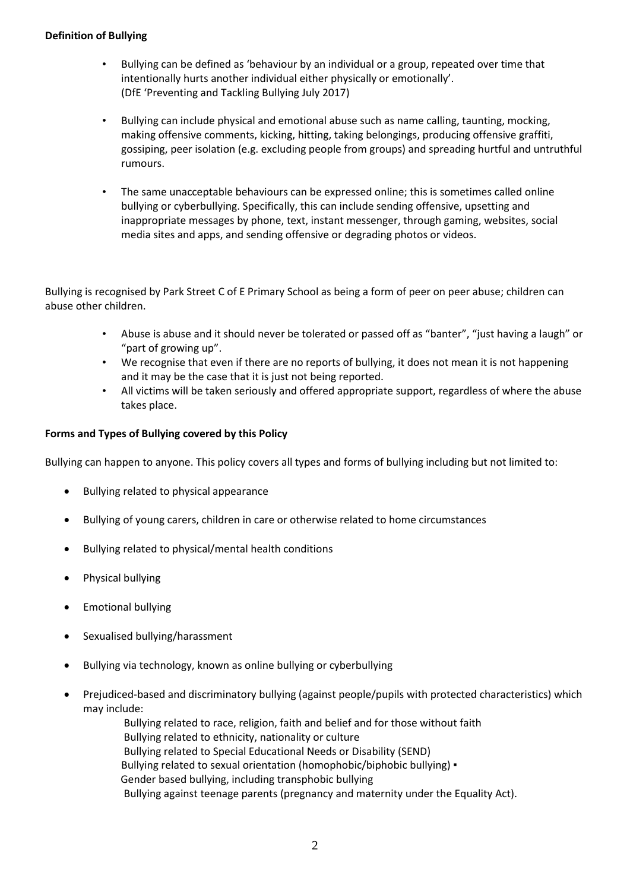**Definition of Bullying**

- Bullying can be defined as 'behaviour by an individual or a group, repeated over time that intentionally hurts another individual either physically or emotionally'. (DfE 'Preventing and Tackling Bullying July 2017)
- Bullying can include physical and emotional abuse such as name calling, taunting, mocking, making offensive comments, kicking, hitting, taking belongings, producing offensive graffiti, gossiping, peer isolation (e.g. excluding people from groups) and spreading hurtful and untruthful rumours.
- The same unacceptable behaviours can be expressed online; this is sometimes called online bullying or cyberbullying. Specifically, this can include sending offensive, upsetting and inappropriate messages by phone, text, instant messenger, through gaming, websites, social media sites and apps, and sending offensive or degrading photos or videos.

Bullying is recognised by Park Street C of E Primary School as being a form of peer on peer abuse; children can abuse other children.

- Abuse is abuse and it should never be tolerated or passed off as "banter", "just having a laugh" or "part of growing up".
- We recognise that even if there are no reports of bullying, it does not mean it is not happening and it may be the case that it is just not being reported.
- All victims will be taken seriously and offered appropriate support, regardless of where the abuse takes place.

**Forms and Types of Bullying covered by this Policy**

Bullying can happen to anyone. This policy covers all types and forms of bullying including but not limited to:

- Bullying related to physical appearance
- Bullying of young carers, children in care or otherwise related to home circumstances
- Bullying related to physical/mental health conditions
- Physical bullying
- Emotional bullying
- Sexualised bullying/harassment
- Bullying via technology, known as online bullying or cyberbullying
- Prejudiced-based and discriminatory bullying (against people/pupils with protected characteristics) which may include:
  - Bullying related to race, religion, faith and belief and for those without faith
  - Bullying related to ethnicity, nationality or culture
  - Bullying related to Special Educational Needs or Disability (SEND)
  - Bullying related to sexual orientation (homophobic/biphobic bullying) ▪
  - Gender based bullying, including transphobic bullying
  - Bullying against teenage parents (pregnancy and maternity under the Equality Act).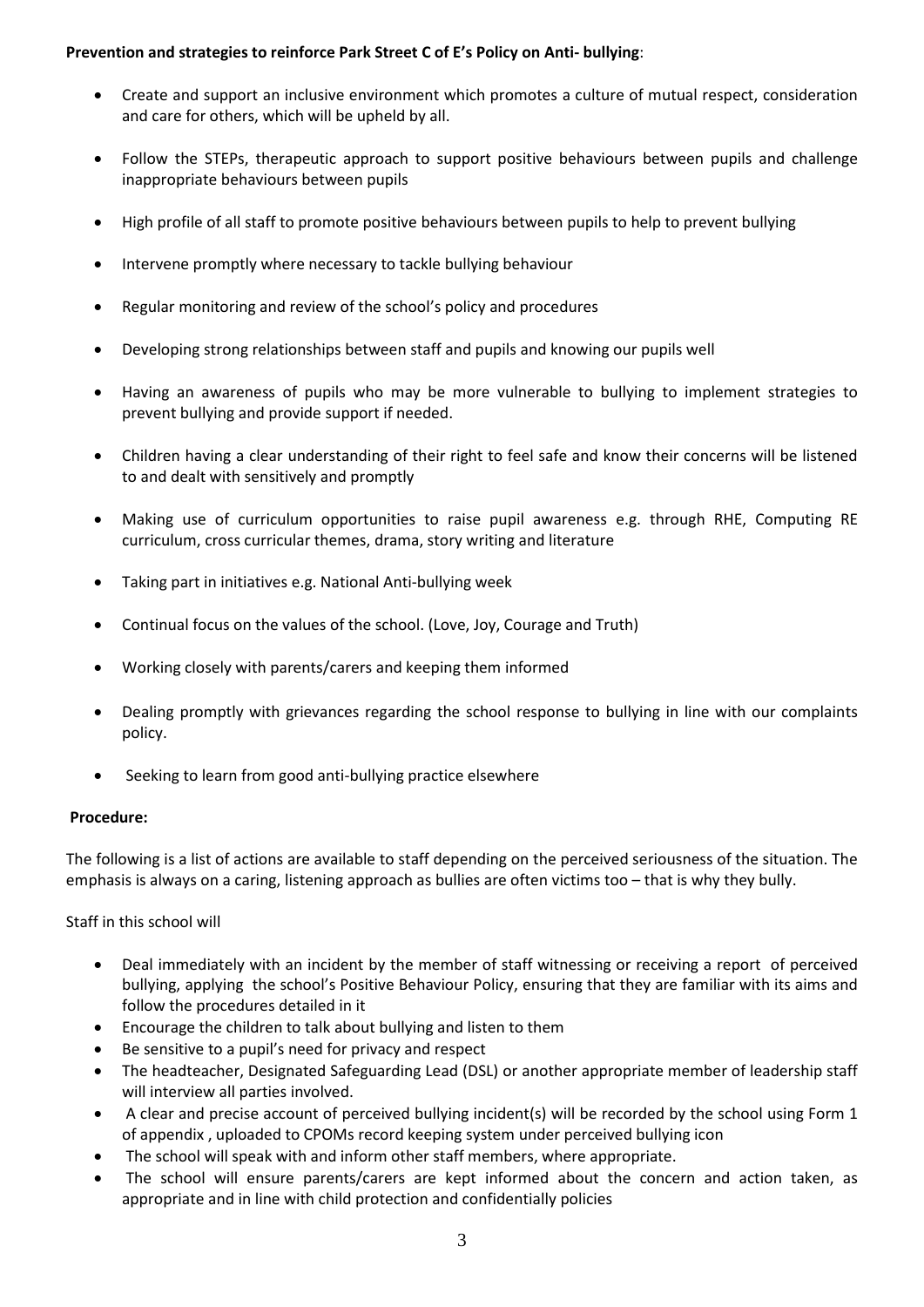**Prevention and strategies to reinforce Park Street C of E's Policy on Anti- bullying**:

- Create and support an inclusive environment which promotes a culture of mutual respect, consideration and care for others, which will be upheld by all.
- Follow the STEPs, therapeutic approach to support positive behaviours between pupils and challenge inappropriate behaviours between pupils
- High profile of all staff to promote positive behaviours between pupils to help to prevent bullying
- Intervene promptly where necessary to tackle bullying behaviour
- Regular monitoring and review of the school's policy and procedures
- Developing strong relationships between staff and pupils and knowing our pupils well
- Having an awareness of pupils who may be more vulnerable to bullying to implement strategies to prevent bullying and provide support if needed.
- Children having a clear understanding of their right to feel safe and know their concerns will be listened to and dealt with sensitively and promptly
- Making use of curriculum opportunities to raise pupil awareness e.g. through RHE, Computing RE curriculum, cross curricular themes, drama, story writing and literature
- Taking part in initiatives e.g. National Anti-bullying week
- Continual focus on the values of the school. (Love, Joy, Courage and Truth)
- Working closely with parents/carers and keeping them informed
- Dealing promptly with grievances regarding the school response to bullying in line with our complaints policy.
- Seeking to learn from good anti-bullying practice elsewhere

**Procedure:**

The following is a list of actions are available to staff depending on the perceived seriousness of the situation. The emphasis is always on a caring, listening approach as bullies are often victims too – that is why they bully.

Staff in this school will

- Deal immediately with an incident by the member of staff witnessing or receiving a report of perceived bullying, applying the school's Positive Behaviour Policy, ensuring that they are familiar with its aims and follow the procedures detailed in it
- Encourage the children to talk about bullying and listen to them
- Be sensitive to a pupil's need for privacy and respect
- The headteacher, Designated Safeguarding Lead (DSL) or another appropriate member of leadership staff will interview all parties involved.
- A clear and precise account of perceived bullying incident(s) will be recorded by the school using Form 1 of appendix , uploaded to CPOMs record keeping system under perceived bullying icon
- The school will speak with and inform other staff members, where appropriate.
- The school will ensure parents/carers are kept informed about the concern and action taken, as appropriate and in line with child protection and confidentially policies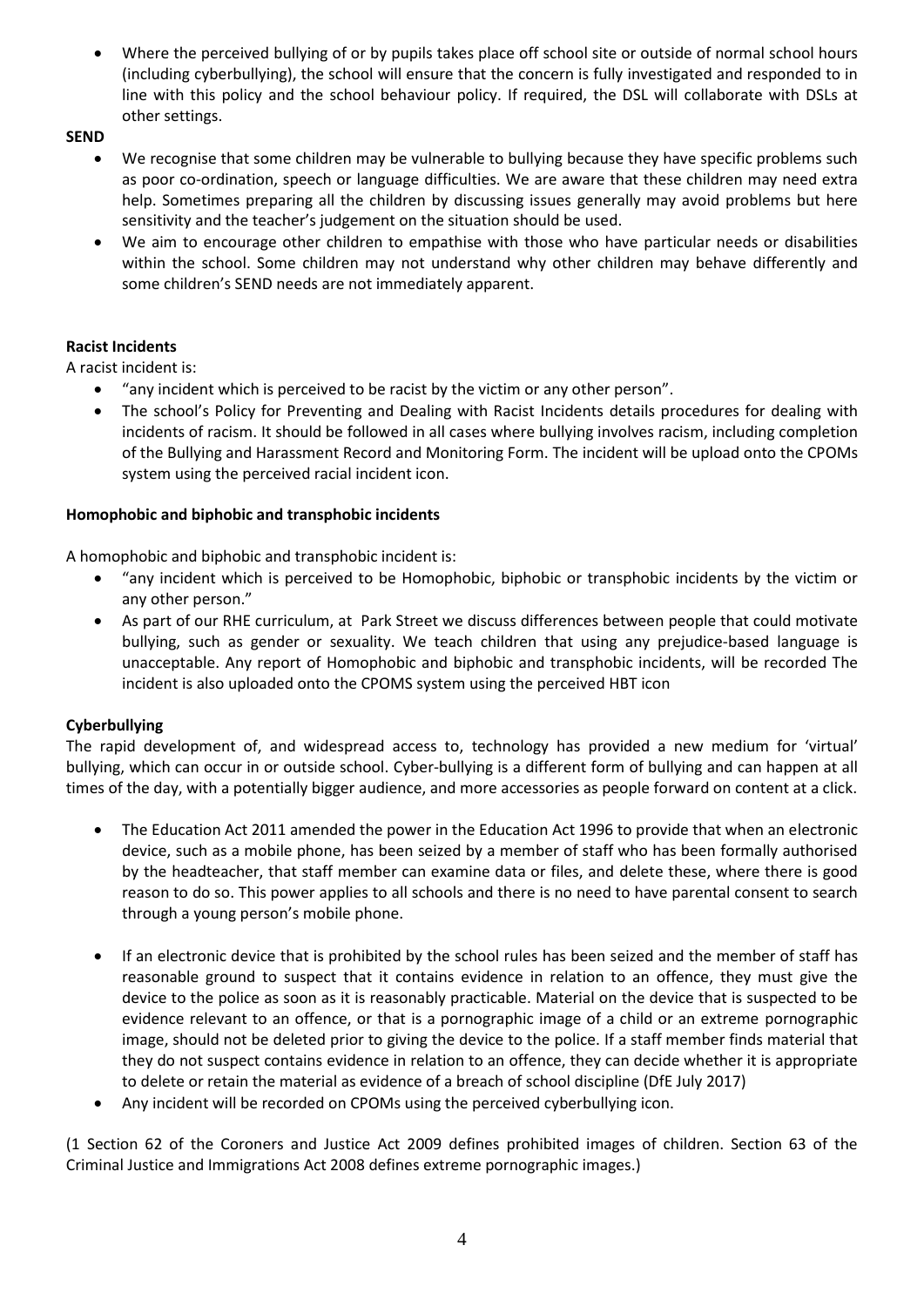- Where the perceived bullying of or by pupils takes place off school site or outside of normal school hours (including cyberbullying), the school will ensure that the concern is fully investigated and responded to in line with this policy and the school behaviour policy. If required, the DSL will collaborate with DSLs at other settings.

**SEND**

- We recognise that some children may be vulnerable to bullying because they have specific problems such as poor co-ordination, speech or language difficulties. We are aware that these children may need extra help. Sometimes preparing all the children by discussing issues generally may avoid problems but here sensitivity and the teacher's judgement on the situation should be used.
- We aim to encourage other children to empathise with those who have particular needs or disabilities within the school. Some children may not understand why other children may behave differently and some children's SEND needs are not immediately apparent.

**Racist Incidents**

A racist incident is:

- "any incident which is perceived to be racist by the victim or any other person".
- The school's Policy for Preventing and Dealing with Racist Incidents details procedures for dealing with incidents of racism. It should be followed in all cases where bullying involves racism, including completion of the Bullying and Harassment Record and Monitoring Form. The incident will be upload onto the CPOMs system using the perceived racial incident icon.

**Homophobic and biphobic and transphobic incidents**

A homophobic and biphobic and transphobic incident is:

- "any incident which is perceived to be Homophobic, biphobic or transphobic incidents by the victim or any other person."
- As part of our RHE curriculum, at Park Street we discuss differences between people that could motivate bullying, such as gender or sexuality. We teach children that using any prejudice-based language is unacceptable. Any report of Homophobic and biphobic and transphobic incidents, will be recorded The incident is also uploaded onto the CPOMS system using the perceived HBT icon

**Cyberbullying**

The rapid development of, and widespread access to, technology has provided a new medium for 'virtual' bullying, which can occur in or outside school. Cyber-bullying is a different form of bullying and can happen at all times of the day, with a potentially bigger audience, and more accessories as people forward on content at a click.

- The Education Act 2011 amended the power in the Education Act 1996 to provide that when an electronic device, such as a mobile phone, has been seized by a member of staff who has been formally authorised by the headteacher, that staff member can examine data or files, and delete these, where there is good reason to do so. This power applies to all schools and there is no need to have parental consent to search through a young person's mobile phone.

- If an electronic device that is prohibited by the school rules has been seized and the member of staff has reasonable ground to suspect that it contains evidence in relation to an offence, they must give the device to the police as soon as it is reasonably practicable. Material on the device that is suspected to be evidence relevant to an offence, or that is a pornographic image of a child or an extreme pornographic image, should not be deleted prior to giving the device to the police. If a staff member finds material that they do not suspect contains evidence in relation to an offence, they can decide whether it is appropriate to delete or retain the material as evidence of a breach of school discipline (DfE July 2017)
- Any incident will be recorded on CPOMs using the perceived cyberbullying icon.

(1 Section 62 of the Coroners and Justice Act 2009 defines prohibited images of children. Section 63 of the Criminal Justice and Immigrations Act 2008 defines extreme pornographic images.)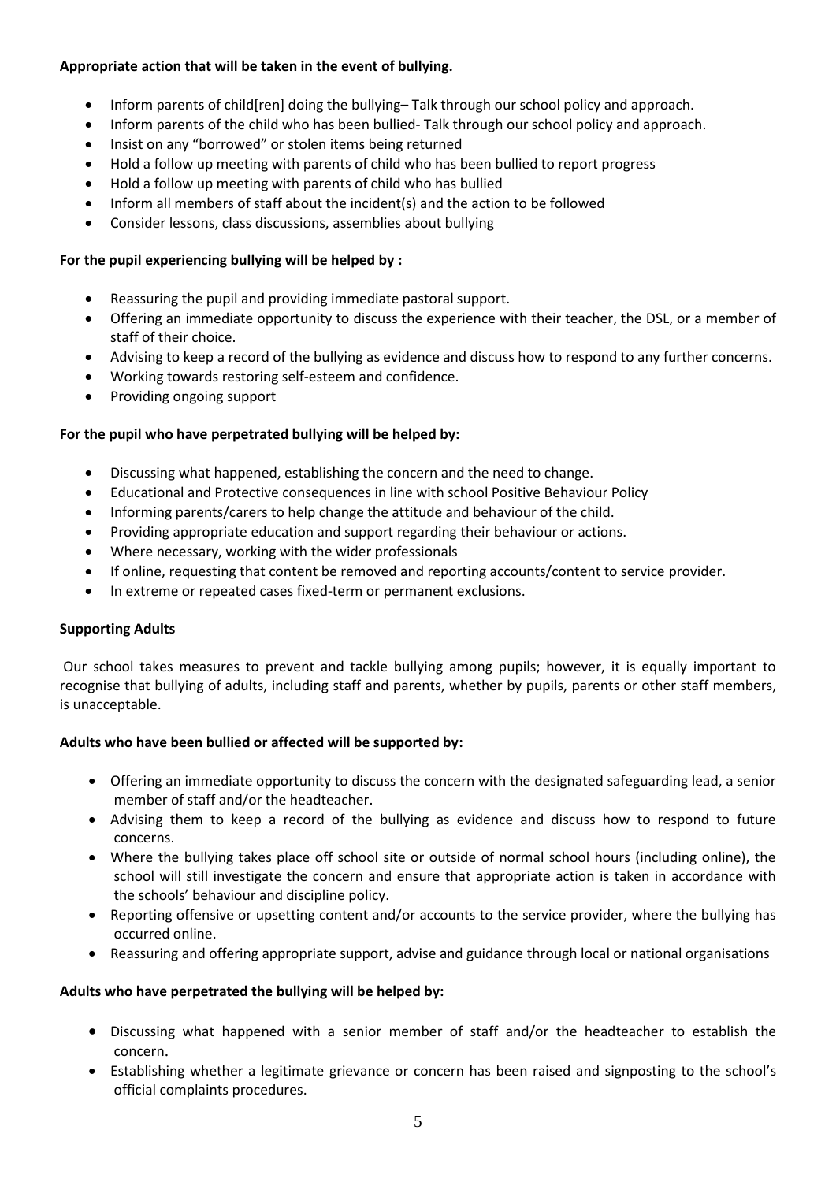**Appropriate action that will be taken in the event of bullying.**

- Inform parents of child[ren] doing the bullying– Talk through our school policy and approach.
- Inform parents of the child who has been bullied- Talk through our school policy and approach.
- Insist on any "borrowed" or stolen items being returned
- Hold a follow up meeting with parents of child who has been bullied to report progress
- Hold a follow up meeting with parents of child who has bullied
- Inform all members of staff about the incident(s) and the action to be followed
- Consider lessons, class discussions, assemblies about bullying

**For the pupil experiencing bullying will be helped by :**

- Reassuring the pupil and providing immediate pastoral support.
- Offering an immediate opportunity to discuss the experience with their teacher, the DSL, or a member of staff of their choice.
- Advising to keep a record of the bullying as evidence and discuss how to respond to any further concerns.
- Working towards restoring self-esteem and confidence.
- Providing ongoing support

**For the pupil who have perpetrated bullying will be helped by:**

- Discussing what happened, establishing the concern and the need to change.
- Educational and Protective consequences in line with school Positive Behaviour Policy
- Informing parents/carers to help change the attitude and behaviour of the child.
- Providing appropriate education and support regarding their behaviour or actions.
- Where necessary, working with the wider professionals
- If online, requesting that content be removed and reporting accounts/content to service provider.
- In extreme or repeated cases fixed-term or permanent exclusions.

**Supporting Adults**

Our school takes measures to prevent and tackle bullying among pupils; however, it is equally important to recognise that bullying of adults, including staff and parents, whether by pupils, parents or other staff members, is unacceptable.

**Adults who have been bullied or affected will be supported by:**

- Offering an immediate opportunity to discuss the concern with the designated safeguarding lead, a senior member of staff and/or the headteacher.
- Advising them to keep a record of the bullying as evidence and discuss how to respond to future concerns.
- Where the bullying takes place off school site or outside of normal school hours (including online), the school will still investigate the concern and ensure that appropriate action is taken in accordance with the schools' behaviour and discipline policy.
- Reporting offensive or upsetting content and/or accounts to the service provider, where the bullying has occurred online.
- Reassuring and offering appropriate support, advise and guidance through local or national organisations

**Adults who have perpetrated the bullying will be helped by:**

- Discussing what happened with a senior member of staff and/or the headteacher to establish the concern.
- Establishing whether a legitimate grievance or concern has been raised and signposting to the school's official complaints procedures.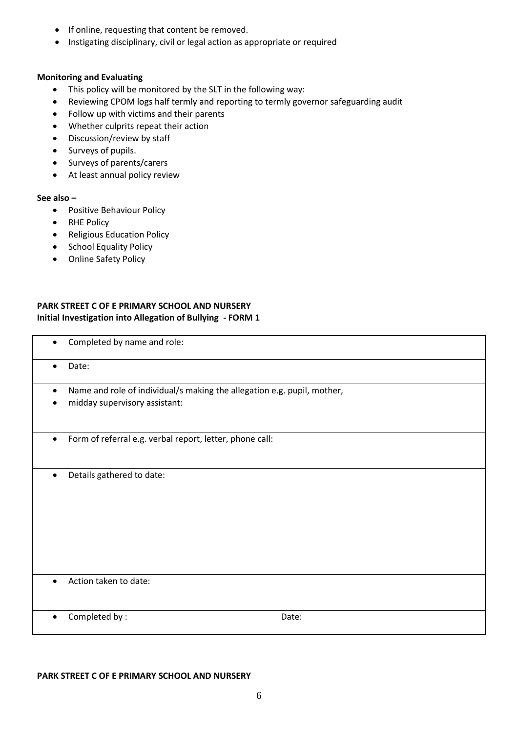- If online, requesting that content be removed.
- Instigating disciplinary, civil or legal action as appropriate or required

**Monitoring and Evaluating**

- This policy will be monitored by the SLT in the following way:
- Reviewing CPOM logs half termly and reporting to termly governor safeguarding audit
- Follow up with victims and their parents
- Whether culprits repeat their action
- Discussion/review by staff
- Surveys of pupils.
- Surveys of parents/carers
- At least annual policy review

**See also –**

- Positive Behaviour Policy
- RHE Policy
- Religious Education Policy
- School Equality Policy
- Online Safety Policy

**PARK STREET C OF E PRIMARY SCHOOL AND NURSERY**
**Initial Investigation into Allegation of Bullying - FORM 1**

| |
|---|
| • Completed by name and role: |
| • Date: |
| • Name and role of individual/s making the allegation e.g. pupil, mother,<br>• midday supervisory assistant: |
| • Form of referral e.g. verbal report, letter, phone call: |
| • Details gathered to date: |
| • Action taken to date: |
| • Completed by : Date: |

**PARK STREET C OF E PRIMARY SCHOOL AND NURSERY**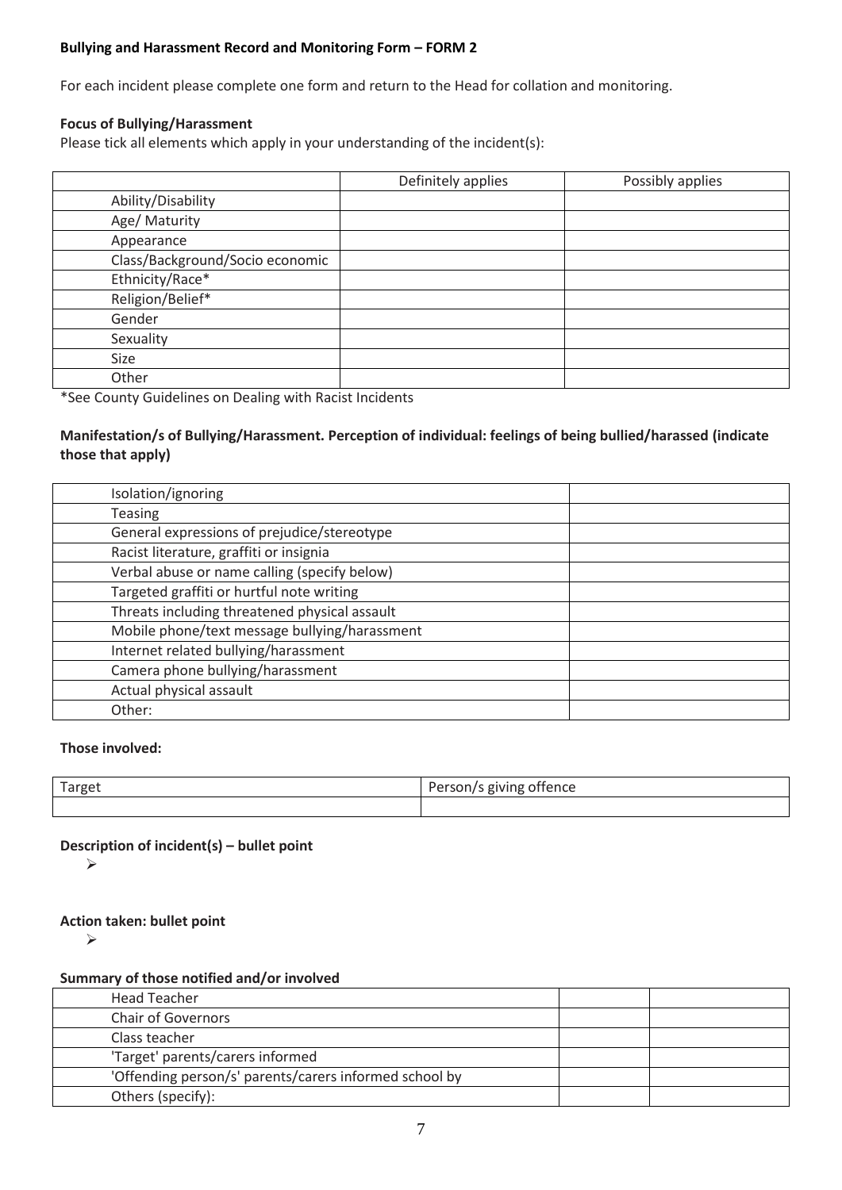**Bullying and Harassment Record and Monitoring Form – FORM 2**

For each incident please complete one form and return to the Head for collation and monitoring.

**Focus of Bullying/Harassment**

Please tick all elements which apply in your understanding of the incident(s):

| | Definitely applies | Possibly applies |
|---|---|---|
| Ability/Disability | | |
| Age/ Maturity | | |
| Appearance | | |
| Class/Background/Socio economic | | |
| Ethnicity/Race* | | |
| Religion/Belief* | | |
| Gender | | |
| Sexuality | | |
| Size | | |
| Other | | |

*See County Guidelines on Dealing with Racist Incidents

**Manifestation/s of Bullying/Harassment. Perception of individual: feelings of being bullied/harassed (indicate those that apply)**

| | |
|---|---|
| Isolation/ignoring | |
| Teasing | |
| General expressions of prejudice/stereotype | |
| Racist literature, graffiti or insignia | |
| Verbal abuse or name calling (specify below) | |
| Targeted graffiti or hurtful note writing | |
| Threats including threatened physical assault | |
| Mobile phone/text message bullying/harassment | |
| Internet related bullying/harassment | |
| Camera phone bullying/harassment | |
| Actual physical assault | |
| Other: | |

**Those involved:**

| Target | Person/s giving offence |
|---|---|
| | |

**Description of incident(s) – bullet point**

- 

**Action taken: bullet point**

- 

**Summary of those notified and/or involved**

| | | |
|---|---|---|
| Head Teacher | | |
| Chair of Governors | | |
| Class teacher | | |
| 'Target' parents/carers informed | | |
| 'Offending person/s' parents/carers informed school by | | |
| Others (specify): | | |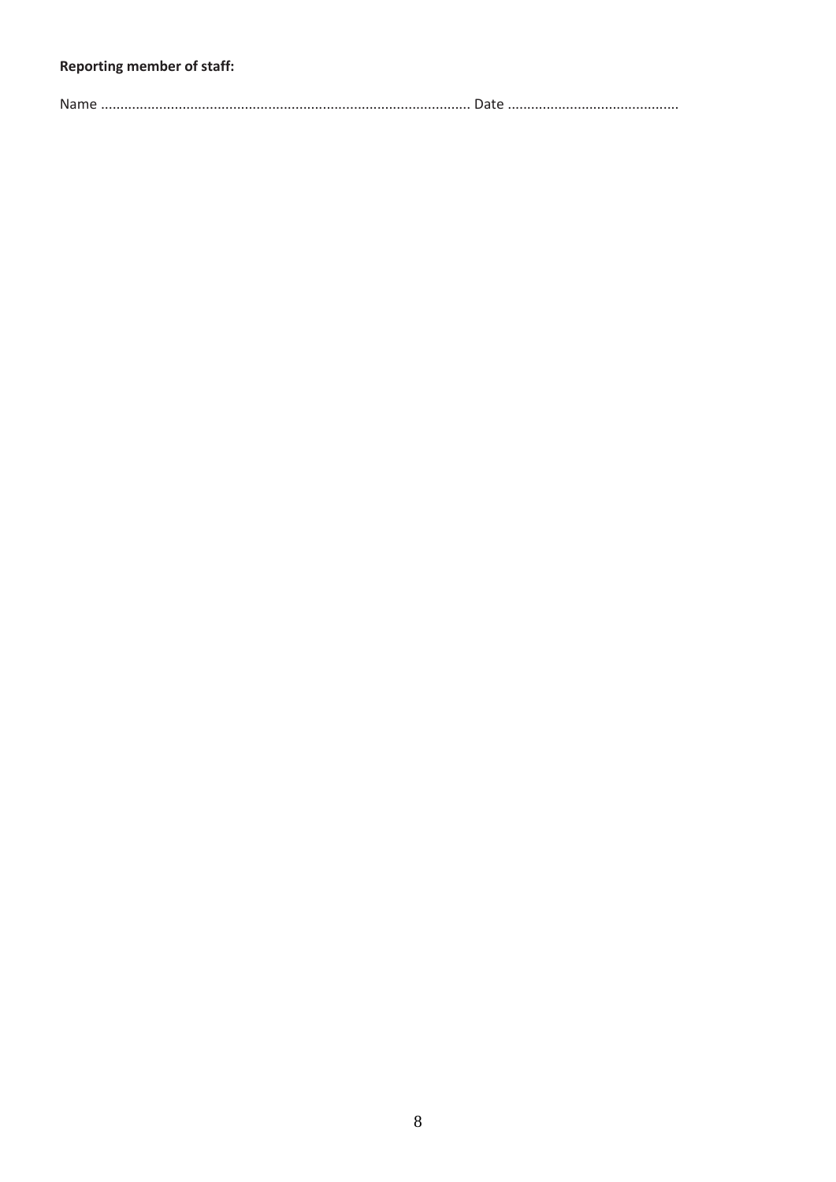**Reporting member of staff:**

Name ............................................................................................... Date ............................................